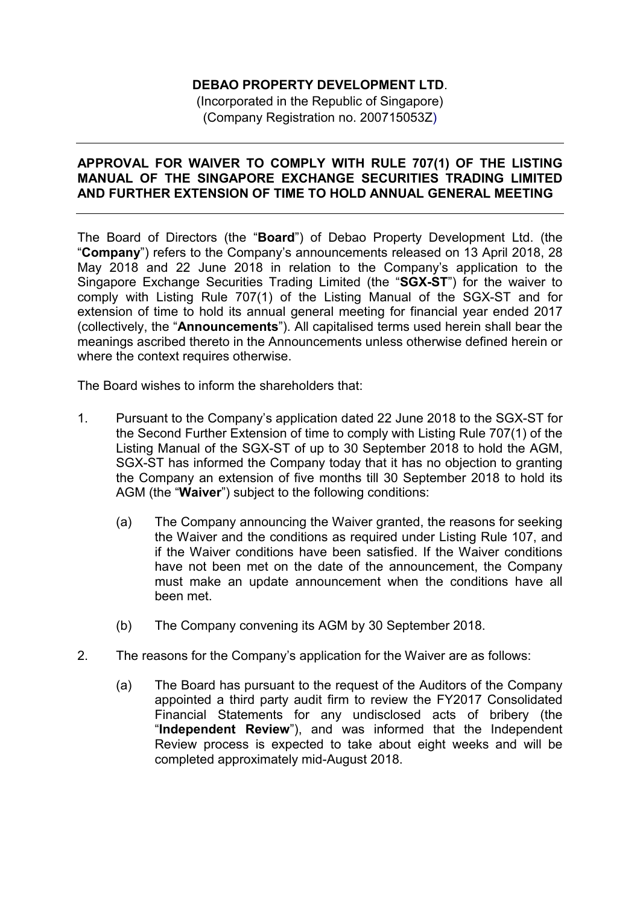**DEBAO PROPERTY DEVELOPMENT LTD**.

(Incorporated in the Republic of Singapore)
(Company Registration no. 200715053Z)

---

**APPROVAL FOR WAIVER TO COMPLY WITH RULE 707(1) OF THE LISTING MANUAL OF THE SINGAPORE EXCHANGE SECURITIES TRADING LIMITED AND FURTHER EXTENSION OF TIME TO HOLD ANNUAL GENERAL MEETING**

---

The Board of Directors (the "**Board**") of Debao Property Development Ltd. (the "**Company**") refers to the Company's announcements released on 13 April 2018, 28 May 2018 and 22 June 2018 in relation to the Company's application to the Singapore Exchange Securities Trading Limited (the "**SGX-ST**") for the waiver to comply with Listing Rule 707(1) of the Listing Manual of the SGX-ST and for extension of time to hold its annual general meeting for financial year ended 2017 (collectively, the "**Announcements**"). All capitalised terms used herein shall bear the meanings ascribed thereto in the Announcements unless otherwise defined herein or where the context requires otherwise.

The Board wishes to inform the shareholders that:

1. Pursuant to the Company's application dated 22 June 2018 to the SGX-ST for the Second Further Extension of time to comply with Listing Rule 707(1) of the Listing Manual of the SGX-ST of up to 30 September 2018 to hold the AGM, SGX-ST has informed the Company today that it has no objection to granting the Company an extension of five months till 30 September 2018 to hold its AGM (the "**Waiver**") subject to the following conditions:

   (a) The Company announcing the Waiver granted, the reasons for seeking the Waiver and the conditions as required under Listing Rule 107, and if the Waiver conditions have been satisfied. If the Waiver conditions have not been met on the date of the announcement, the Company must make an update announcement when the conditions have all been met.

   (b) The Company convening its AGM by 30 September 2018.

2. The reasons for the Company's application for the Waiver are as follows:

   (a) The Board has pursuant to the request of the Auditors of the Company appointed a third party audit firm to review the FY2017 Consolidated Financial Statements for any undisclosed acts of bribery (the "**Independent Review**"), and was informed that the Independent Review process is expected to take about eight weeks and will be completed approximately mid-August 2018.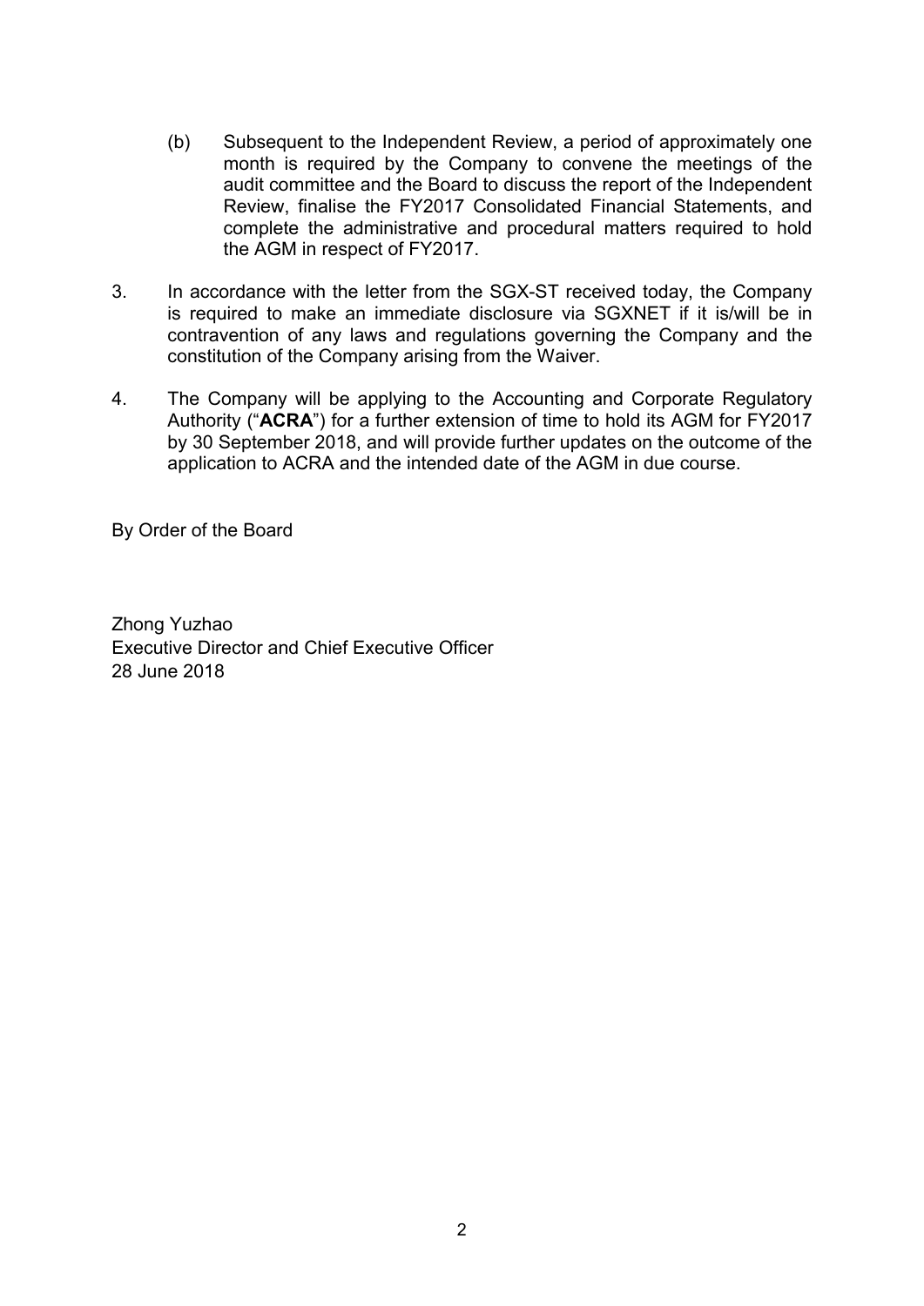(b) Subsequent to the Independent Review, a period of approximately one month is required by the Company to convene the meetings of the audit committee and the Board to discuss the report of the Independent Review, finalise the FY2017 Consolidated Financial Statements, and complete the administrative and procedural matters required to hold the AGM in respect of FY2017.

3. In accordance with the letter from the SGX-ST received today, the Company is required to make an immediate disclosure via SGXNET if it is/will be in contravention of any laws and regulations governing the Company and the constitution of the Company arising from the Waiver.

4. The Company will be applying to the Accounting and Corporate Regulatory Authority ("**ACRA**") for a further extension of time to hold its AGM for FY2017 by 30 September 2018, and will provide further updates on the outcome of the application to ACRA and the intended date of the AGM in due course.

By Order of the Board

Zhong Yuzhao
Executive Director and Chief Executive Officer
28 June 2018